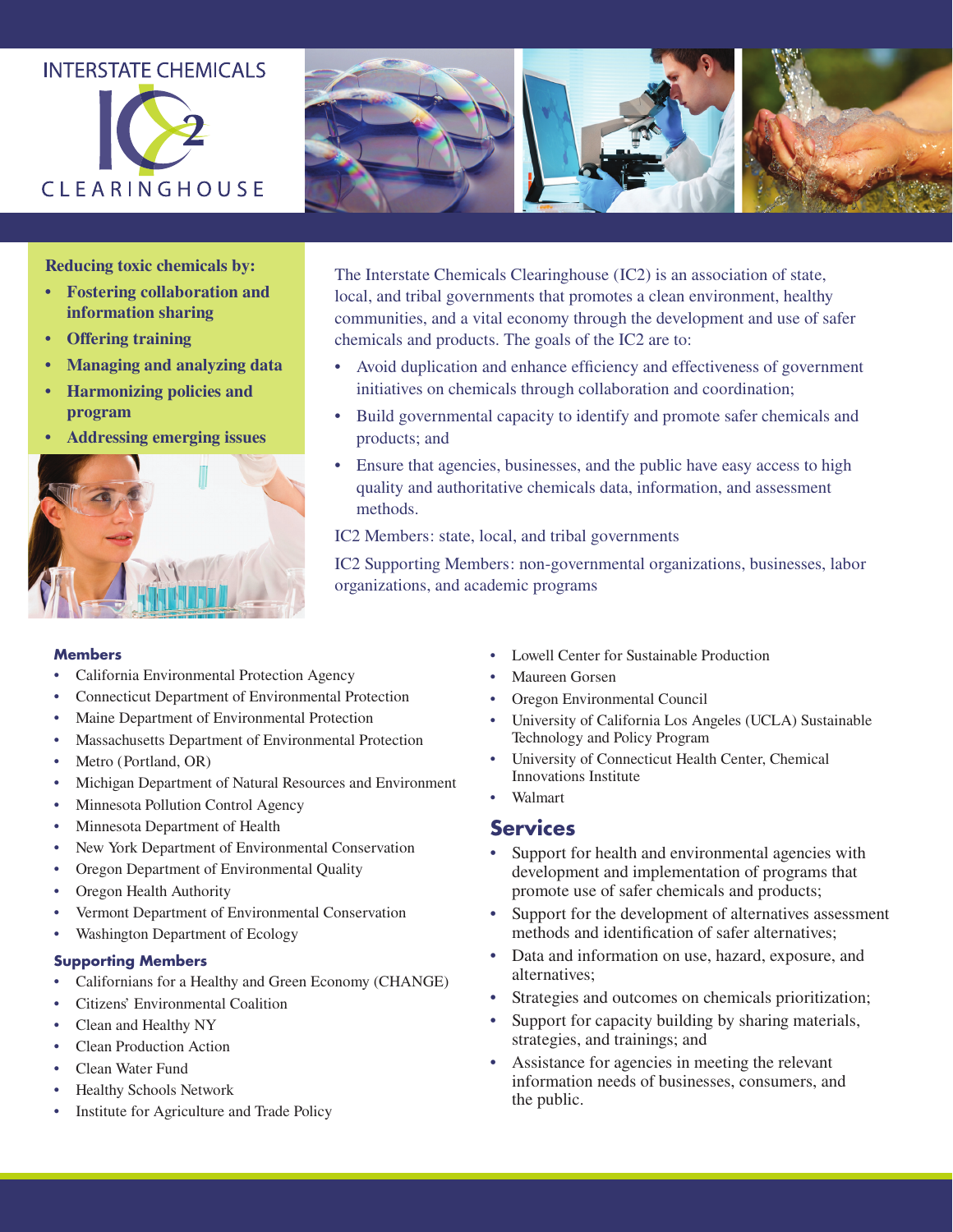# INTERSTATE CHEMICALS IC2 CLEARINGHOUSE

**Reducing toxic chemicals by:**

- **Fostering collaboration and information sharing**
- **Offering training**
- **Managing and analyzing data**
- **Harmonizing policies and program**
- **Addressing emerging issues**

The Interstate Chemicals Clearinghouse (IC2) is an association of state, local, and tribal governments that promotes a clean environment, healthy communities, and a vital economy through the development and use of safer chemicals and products. The goals of the IC2 are to:

- Avoid duplication and enhance efficiency and effectiveness of government initiatives on chemicals through collaboration and coordination;
- Build governmental capacity to identify and promote safer chemicals and products; and
- Ensure that agencies, businesses, and the public have easy access to high quality and authoritative chemicals data, information, and assessment methods.

IC2 Members: state, local, and tribal governments

IC2 Supporting Members: non-governmental organizations, businesses, labor organizations, and academic programs

### Members

- California Environmental Protection Agency
- Connecticut Department of Environmental Protection
- Maine Department of Environmental Protection
- Massachusetts Department of Environmental Protection
- Metro (Portland, OR)
- Michigan Department of Natural Resources and Environment
- Minnesota Pollution Control Agency
- Minnesota Department of Health
- New York Department of Environmental Conservation
- Oregon Department of Environmental Quality
- Oregon Health Authority
- Vermont Department of Environmental Conservation
- Washington Department of Ecology

### Supporting Members

- Californians for a Healthy and Green Economy (CHANGE)
- Citizens' Environmental Coalition
- Clean and Healthy NY
- Clean Production Action
- Clean Water Fund
- Healthy Schools Network
- Institute for Agriculture and Trade Policy
- Lowell Center for Sustainable Production
- Maureen Gorsen
- Oregon Environmental Council
- University of California Los Angeles (UCLA) Sustainable Technology and Policy Program
- University of Connecticut Health Center, Chemical Innovations Institute
- Walmart

## Services

- Support for health and environmental agencies with development and implementation of programs that promote use of safer chemicals and products;
- Support for the development of alternatives assessment methods and identification of safer alternatives;
- Data and information on use, hazard, exposure, and alternatives;
- Strategies and outcomes on chemicals prioritization;
- Support for capacity building by sharing materials, strategies, and trainings; and
- Assistance for agencies in meeting the relevant information needs of businesses, consumers, and the public.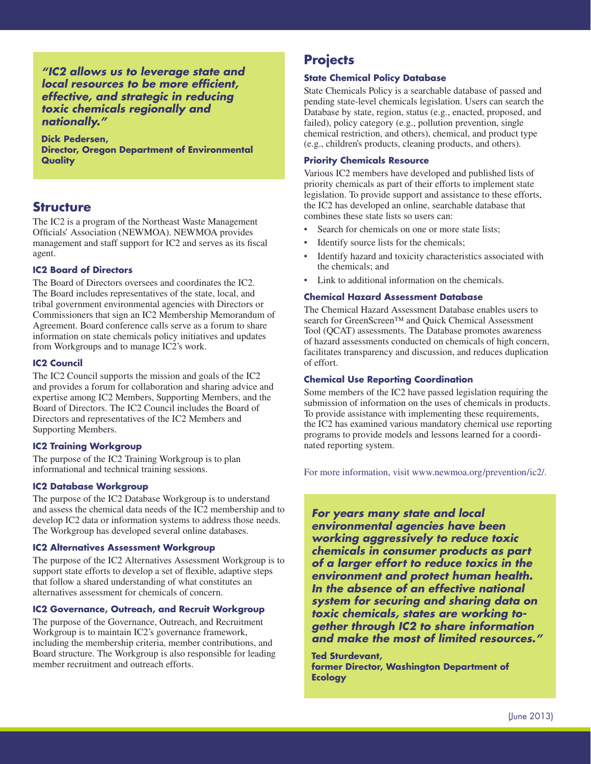*"IC2 allows us to leverage state and local resources to be more efficient, effective, and strategic in reducing toxic chemicals regionally and nationally."*

**Dick Pedersen,**
**Director, Oregon Department of Environmental Quality**

## Structure

The IC2 is a program of the Northeast Waste Management Officials' Association (NEWMOA). NEWMOA provides management and staff support for IC2 and serves as its fiscal agent.

### IC2 Board of Directors

The Board of Directors oversees and coordinates the IC2. The Board includes representatives of the state, local, and tribal government environmental agencies with Directors or Commissioners that sign an IC2 Membership Memorandum of Agreement. Board conference calls serve as a forum to share information on state chemicals policy initiatives and updates from Workgroups and to manage IC2's work.

### IC2 Council

The IC2 Council supports the mission and goals of the IC2 and provides a forum for collaboration and sharing advice and expertise among IC2 Members, Supporting Members, and the Board of Directors. The IC2 Council includes the Board of Directors and representatives of the IC2 Members and Supporting Members.

### IC2 Training Workgroup

The purpose of the IC2 Training Workgroup is to plan informational and technical training sessions.

### IC2 Database Workgroup

The purpose of the IC2 Database Workgroup is to understand and assess the chemical data needs of the IC2 membership and to develop IC2 data or information systems to address those needs. The Workgroup has developed several online databases.

### IC2 Alternatives Assessment Workgroup

The purpose of the IC2 Alternatives Assessment Workgroup is to support state efforts to develop a set of flexible, adaptive steps that follow a shared understanding of what constitutes an alternatives assessment for chemicals of concern.

### IC2 Governance, Outreach, and Recruit Workgroup

The purpose of the Governance, Outreach, and Recruitment Workgroup is to maintain IC2's governance framework, including the membership criteria, member contributions, and Board structure. The Workgroup is also responsible for leading member recruitment and outreach efforts.

## Projects

### State Chemical Policy Database

State Chemicals Policy is a searchable database of passed and pending state-level chemicals legislation. Users can search the Database by state, region, status (e.g., enacted, proposed, and failed), policy category (e.g., pollution prevention, single chemical restriction, and others), chemical, and product type (e.g., children's products, cleaning products, and others).

### Priority Chemicals Resource

Various IC2 members have developed and published lists of priority chemicals as part of their efforts to implement state legislation. To provide support and assistance to these efforts, the IC2 has developed an online, searchable database that combines these state lists so users can:

- Search for chemicals on one or more state lists;
- Identify source lists for the chemicals;
- Identify hazard and toxicity characteristics associated with the chemicals; and
- Link to additional information on the chemicals.

### Chemical Hazard Assessment Database

The Chemical Hazard Assessment Database enables users to search for GreenScreen™ and Quick Chemical Assessment Tool (QCAT) assessments. The Database promotes awareness of hazard assessments conducted on chemicals of high concern, facilitates transparency and discussion, and reduces duplication of effort.

### Chemical Use Reporting Coordination

Some members of the IC2 have passed legislation requiring the submission of information on the uses of chemicals in products. To provide assistance with implementing these requirements, the IC2 has examined various mandatory chemical use reporting programs to provide models and lessons learned for a coordinated reporting system.

For more information, visit www.newmoa.org/prevention/ic2/.

*For years many state and local environmental agencies have been working aggressively to reduce toxic chemicals in consumer products as part of a larger effort to reduce toxics in the environment and protect human health. In the absence of an effective national system for securing and sharing data on toxic chemicals, states are working together through IC2 to share information and make the most of limited resources."*

**Ted Sturdevant,**
**former Director, Washington Department of Ecology**

(June 2013)